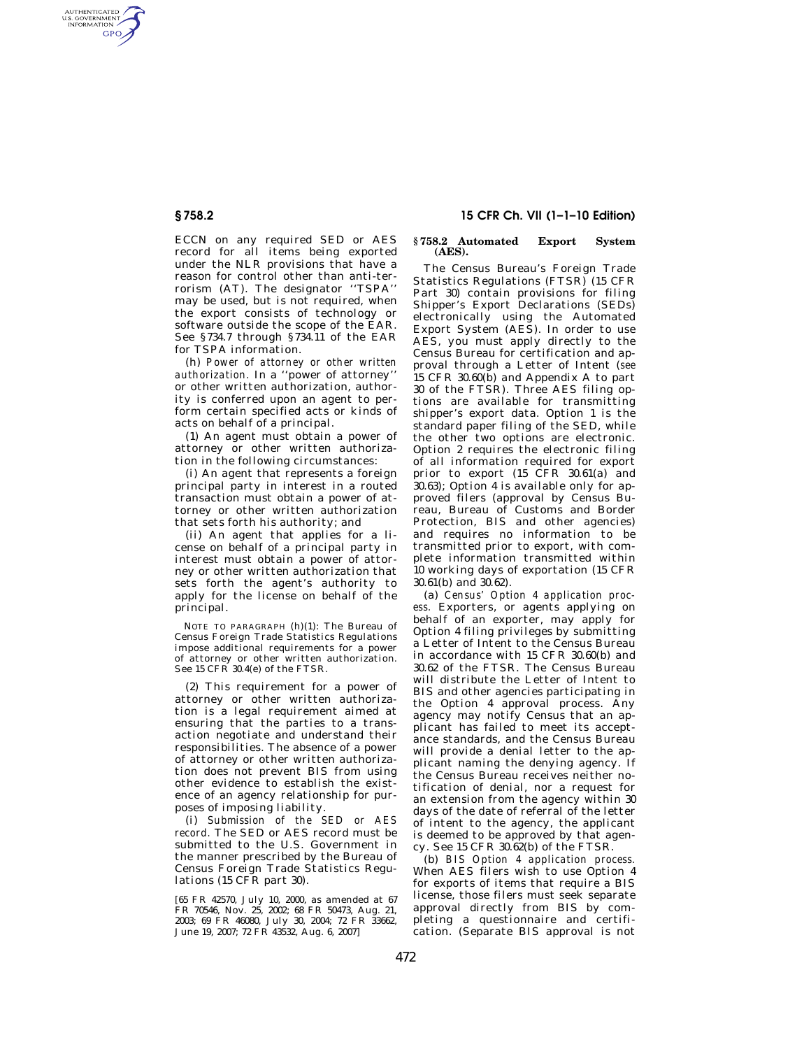ECCN on any required SED or AES record for all items being exported under the NLR provisions that have a reason for control other than anti-terrorism (AT). The designator ''TSPA'' may be used, but is not required, when the export consists of technology or software outside the scope of the EAR. See §734.7 through §734.11 of the EAR for TSPA information.

(h) *Power of attorney or other written authorization.* In a ''power of attorney'' or other written authorization, authority is conferred upon an agent to perform certain specified acts or kinds of acts on behalf of a principal.

(1) An agent must obtain a power of attorney or other written authorization in the following circumstances:

(i) An agent that represents a foreign principal party in interest in a routed transaction must obtain a power of attorney or other written authorization that sets forth his authority; and

(ii) An agent that applies for a license on behalf of a principal party in interest must obtain a power of attorney or other written authorization that sets forth the agent's authority to apply for the license on behalf of the principal.

NOTE TO PARAGRAPH (h)(1): The Bureau of Census Foreign Trade Statistics Regulations impose additional requirements for a power of attorney or other written authorization. See 15 CFR 30.4(e) of the FTSR.

(2) This requirement for a power of attorney or other written authorization is a legal requirement aimed at ensuring that the parties to a transaction negotiate and understand their responsibilities. The absence of a power of attorney or other written authorization does not prevent BIS from using other evidence to establish the existence of an agency relationship for purposes of imposing liability.

(i) *Submission of the SED or AES record.* The SED or AES record must be submitted to the U.S. Government in the manner prescribed by the Bureau of Census Foreign Trade Statistics Regulations (15 CFR part 30).

[65 FR 42570, July 10, 2000, as amended at 67 FR 70546, Nov. 25, 2002; 68 FR 50473, Aug. 21, 2003; 69 FR 46080, July 30, 2004; 72 FR 33662, June 19, 2007; 72 FR 43532, Aug. 6, 2007]

## §758.2 Automated Export System (AES).

The Census Bureau's Foreign Trade Statistics Regulations (FTSR) (15 CFR Part 30) contain provisions for filing Shipper's Export Declarations (SEDs) electronically using the Automated Export System (AES). In order to use AES, you must apply directly to the Census Bureau for certification and approval through a Letter of Intent (*see* 15 CFR 30.60(b) and Appendix A to part 30 of the FTSR). Three AES filing options are available for transmitting shipper's export data. Option 1 is the standard paper filing of the SED, while the other two options are electronic. Option 2 requires the electronic filing of all information required for export prior to export (15 CFR 30.61(a) and 30.63); Option 4 is available only for approved filers (approval by Census Bureau, Bureau of Customs and Border Protection, BIS and other agencies) and requires no information to be transmitted prior to export, with complete information transmitted within 10 working days of exportation (15 CFR 30.61(b) and 30.62).

(a) *Census' Option 4 application process.* Exporters, or agents applying on behalf of an exporter, may apply for Option 4 filing privileges by submitting a Letter of Intent to the Census Bureau in accordance with 15 CFR 30.60(b) and 30.62 of the FTSR. The Census Bureau will distribute the Letter of Intent to BIS and other agencies participating in the Option 4 approval process. Any agency may notify Census that an applicant has failed to meet its acceptance standards, and the Census Bureau will provide a denial letter to the applicant naming the denying agency. If the Census Bureau receives neither notification of denial, nor a request for an extension from the agency within 30 days of the date of referral of the letter of intent to the agency, the applicant is deemed to be approved by that agency. See 15 CFR 30.62(b) of the FTSR.

(b) *BIS Option 4 application process.* When AES filers wish to use Option 4 for exports of items that require a BIS license, those filers must seek separate approval directly from BIS by completing a questionnaire and certification. (Separate BIS approval is not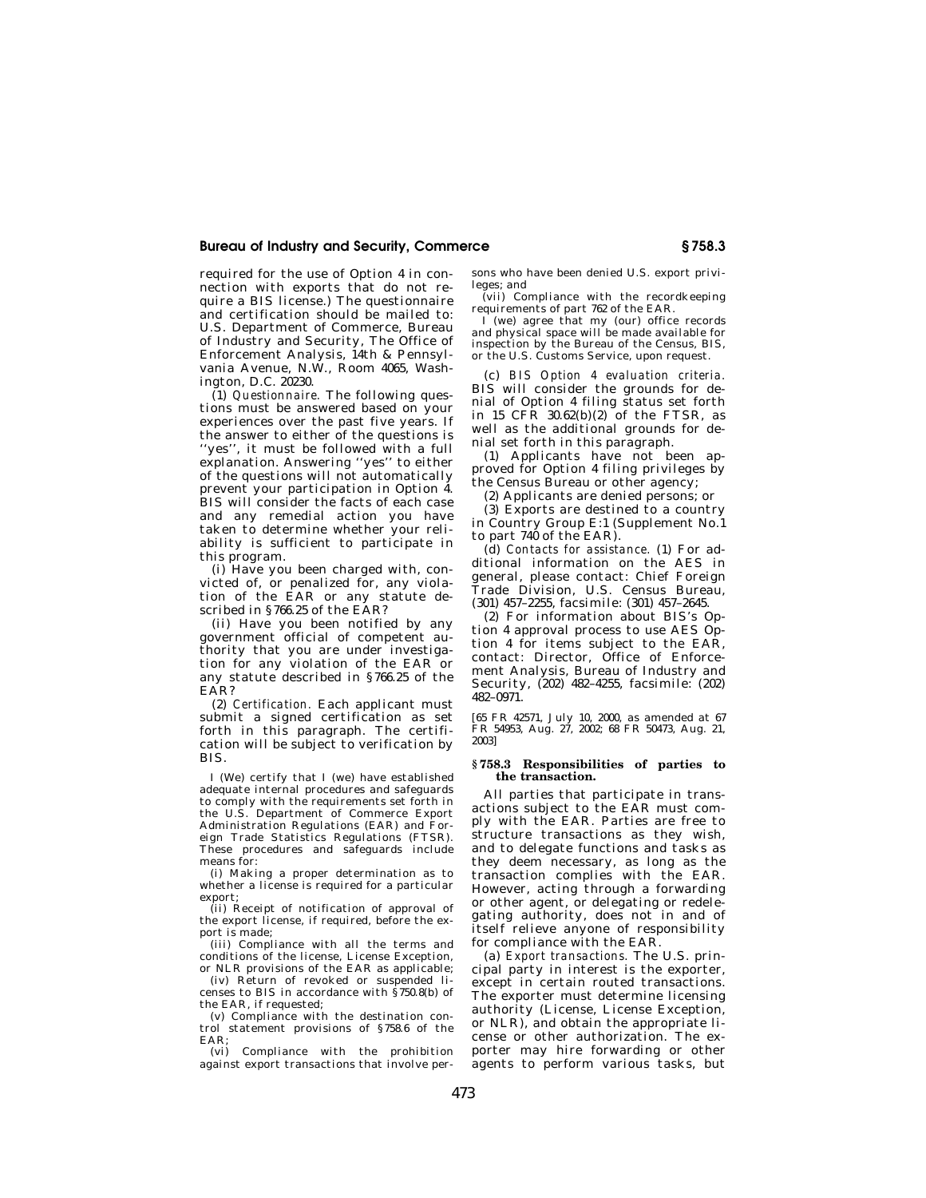required for the use of Option 4 in connection with exports that do not require a BIS license.) The questionnaire and certification should be mailed to: U.S. Department of Commerce, Bureau of Industry and Security, The Office of Enforcement Analysis, 14th & Pennsylvania Avenue, N.W., Room 4065, Washington, D.C. 20230.

(1) *Questionnaire.* The following questions must be answered based on your experiences over the past five years. If the answer to either of the questions is ''yes'', it must be followed with a full explanation. Answering ''yes'' to either of the questions will not automatically prevent your participation in Option 4. BIS will consider the facts of each case and any remedial action you have taken to determine whether your reliability is sufficient to participate in this program.

(i) Have you been charged with, convicted of, or penalized for, any violation of the EAR or any statute described in §766.25 of the EAR?

(ii) Have you been notified by any government official of competent authority that you are under investigation for any violation of the EAR or any statute described in §766.25 of the EAR?

(2) *Certification.* Each applicant must submit a signed certification as set forth in this paragraph. The certification will be subject to verification by BIS.

I (We) certify that I (we) have established adequate internal procedures and safeguards to comply with the requirements set forth in the U.S. Department of Commerce Export Administration Regulations (EAR) and Foreign Trade Statistics Regulations (FTSR). These procedures and safeguards include means for:

(i) Making a proper determination as to whether a license is required for a particular export;

(ii) Receipt of notification of approval of the export license, if required, before the export is made;

(iii) Compliance with all the terms and conditions of the license, License Exception, or NLR provisions of the EAR as applicable;

(iv) Return of revoked or suspended licenses to BIS in accordance with §750.8(b) of the EAR, if requested;

(v) Compliance with the destination control statement provisions of §758.6 of the EAR;

(vi) Compliance with the prohibition against export transactions that involve persons who have been denied U.S. export privileges; and

(vii) Compliance with the recordkeeping requirements of part 762 of the EAR.

I (we) agree that my (our) office records and physical space will be made available for inspection by the Bureau of the Census, BIS, or the U.S. Customs Service, upon request.

(c) *BIS Option 4 evaluation criteria.* BIS will consider the grounds for denial of Option 4 filing status set forth in 15 CFR 30.62(b)(2) of the FTSR, as well as the additional grounds for denial set forth in this paragraph.

(1) Applicants have not been approved for Option 4 filing privileges by the Census Bureau or other agency;

(2) Applicants are denied persons; or

(3) Exports are destined to a country in Country Group E:1 (Supplement No.1 to part 740 of the EAR).

(d) *Contacts for assistance.* (1) For additional information on the AES in general, please contact: Chief Foreign Trade Division, U.S. Census Bureau, (301) 457–2255, facsimile: (301) 457–2645.

(2) For information about BIS's Option 4 approval process to use AES Option 4 for items subject to the EAR, contact: Director, Office of Enforcement Analysis, Bureau of Industry and Security, (202) 482–4255, facsimile: (202) 482–0971.

[65 FR 42571, July 10, 2000, as amended at 67 FR 54953, Aug. 27, 2002; 68 FR 50473, Aug. 21, 2003]

### §758.3 Responsibilities of parties to the transaction.

All parties that participate in transactions subject to the EAR must comply with the EAR. Parties are free to structure transactions as they wish, and to delegate functions and tasks as they deem necessary, as long as the transaction complies with the EAR. However, acting through a forwarding or other agent, or delegating or redelegating authority, does not in and of itself relieve anyone of responsibility for compliance with the EAR.

(a) *Export transactions.* The U.S. principal party in interest is the exporter, except in certain routed transactions. The exporter must determine licensing authority (License, License Exception, or NLR), and obtain the appropriate license or other authorization. The exporter may hire forwarding or other agents to perform various tasks, but